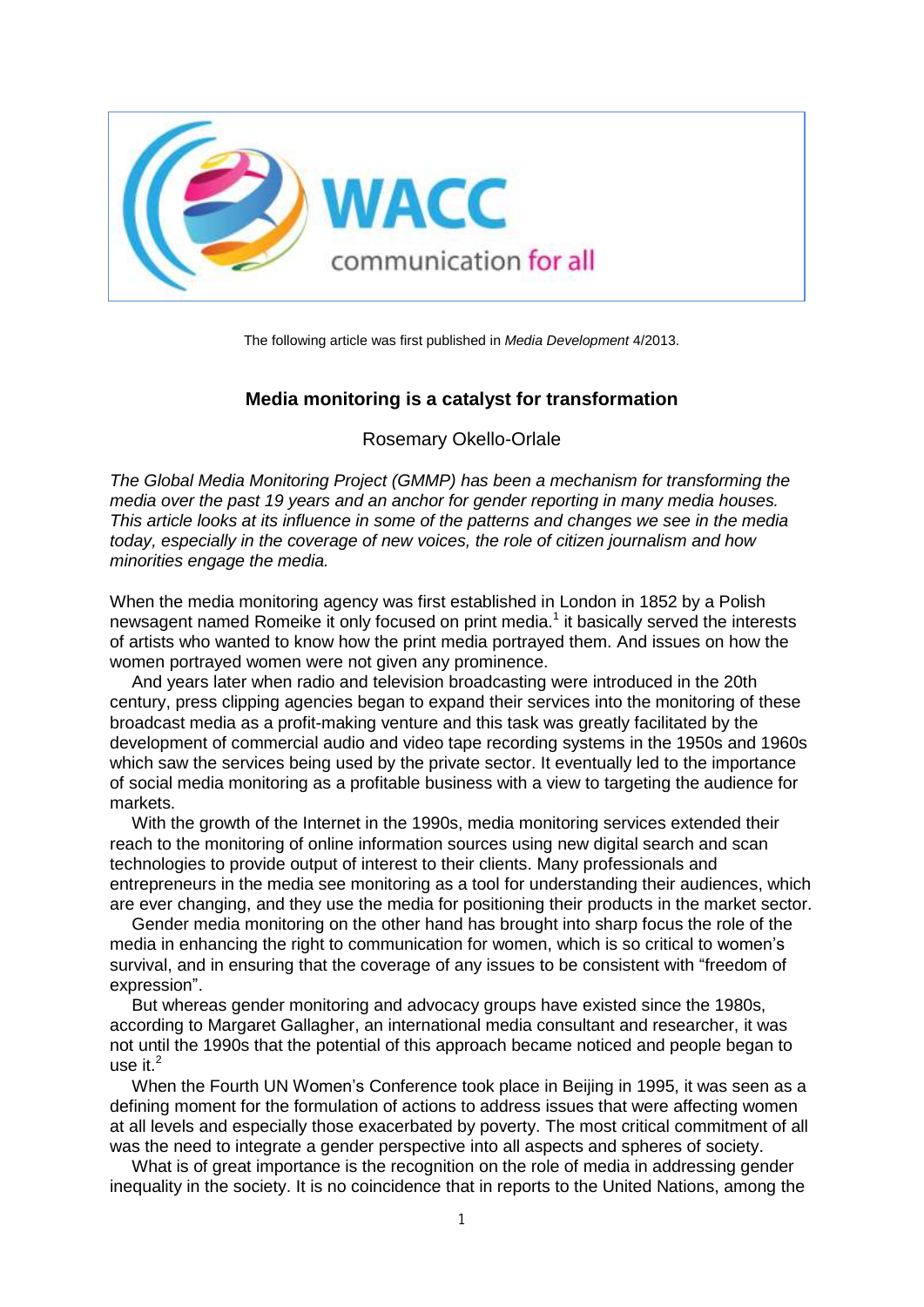The following article was first published in *Media Development* 4/2013.

# Media monitoring is a catalyst for transformation

Rosemary Okello-Orlale

*The Global Media Monitoring Project (GMMP) has been a mechanism for transforming the media over the past 19 years and an anchor for gender reporting in many media houses. This article looks at its influence in some of the patterns and changes we see in the media today, especially in the coverage of new voices, the role of citizen journalism and how minorities engage the media.*

When the media monitoring agency was first established in London in 1852 by a Polish newsagent named Romeike it only focused on print media.[1] it basically served the interests of artists who wanted to know how the print media portrayed them. And issues on how the women portrayed women were not given any prominence.

And years later when radio and television broadcasting were introduced in the 20th century, press clipping agencies began to expand their services into the monitoring of these broadcast media as a profit-making venture and this task was greatly facilitated by the development of commercial audio and video tape recording systems in the 1950s and 1960s which saw the services being used by the private sector. It eventually led to the importance of social media monitoring as a profitable business with a view to targeting the audience for markets.

With the growth of the Internet in the 1990s, media monitoring services extended their reach to the monitoring of online information sources using new digital search and scan technologies to provide output of interest to their clients. Many professionals and entrepreneurs in the media see monitoring as a tool for understanding their audiences, which are ever changing, and they use the media for positioning their products in the market sector.

Gender media monitoring on the other hand has brought into sharp focus the role of the media in enhancing the right to communication for women, which is so critical to women's survival, and in ensuring that the coverage of any issues to be consistent with "freedom of expression".

But whereas gender monitoring and advocacy groups have existed since the 1980s, according to Margaret Gallagher, an international media consultant and researcher, it was not until the 1990s that the potential of this approach became noticed and people began to use it.[2]

When the Fourth UN Women's Conference took place in Beijing in 1995, it was seen as a defining moment for the formulation of actions to address issues that were affecting women at all levels and especially those exacerbated by poverty. The most critical commitment of all was the need to integrate a gender perspective into all aspects and spheres of society.

What is of great importance is the recognition on the role of media in addressing gender inequality in the society. It is no coincidence that in reports to the United Nations, among the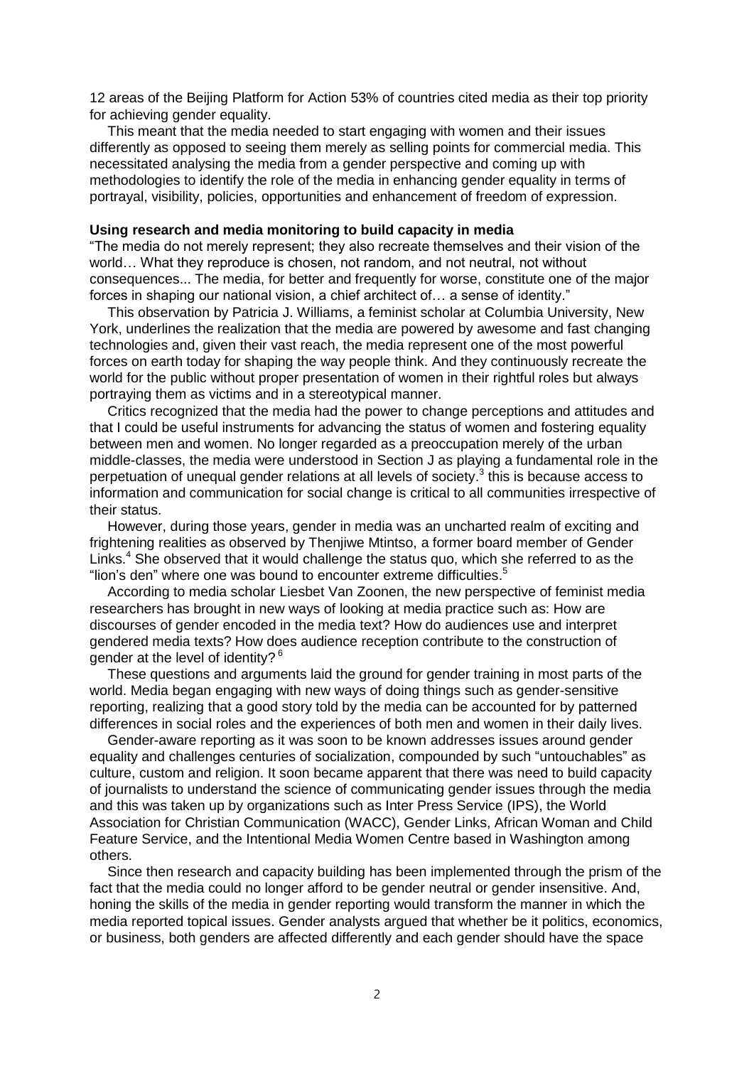12 areas of the Beijing Platform for Action 53% of countries cited media as their top priority for achieving gender equality.

This meant that the media needed to start engaging with women and their issues differently as opposed to seeing them merely as selling points for commercial media. This necessitated analysing the media from a gender perspective and coming up with methodologies to identify the role of the media in enhancing gender equality in terms of portrayal, visibility, policies, opportunities and enhancement of freedom of expression.

**Using research and media monitoring to build capacity in media**

"The media do not merely represent; they also recreate themselves and their vision of the world… What they reproduce is chosen, not random, and not neutral, not without consequences... The media, for better and frequently for worse, constitute one of the major forces in shaping our national vision, a chief architect of… a sense of identity."

This observation by Patricia J. Williams, a feminist scholar at Columbia University, New York, underlines the realization that the media are powered by awesome and fast changing technologies and, given their vast reach, the media represent one of the most powerful forces on earth today for shaping the way people think. And they continuously recreate the world for the public without proper presentation of women in their rightful roles but always portraying them as victims and in a stereotypical manner.

Critics recognized that the media had the power to change perceptions and attitudes and that I could be useful instruments for advancing the status of women and fostering equality between men and women. No longer regarded as a preoccupation merely of the urban middle-classes, the media were understood in Section J as playing a fundamental role in the perpetuation of unequal gender relations at all levels of society.[3] this is because access to information and communication for social change is critical to all communities irrespective of their status.

However, during those years, gender in media was an uncharted realm of exciting and frightening realities as observed by Thenjiwe Mtintso, a former board member of Gender Links.[4] She observed that it would challenge the status quo, which she referred to as the "lion's den" where one was bound to encounter extreme difficulties.[5]

According to media scholar Liesbet Van Zoonen, the new perspective of feminist media researchers has brought in new ways of looking at media practice such as: How are discourses of gender encoded in the media text? How do audiences use and interpret gendered media texts? How does audience reception contribute to the construction of gender at the level of identity? [6]

These questions and arguments laid the ground for gender training in most parts of the world. Media began engaging with new ways of doing things such as gender-sensitive reporting, realizing that a good story told by the media can be accounted for by patterned differences in social roles and the experiences of both men and women in their daily lives.

Gender-aware reporting as it was soon to be known addresses issues around gender equality and challenges centuries of socialization, compounded by such "untouchables" as culture, custom and religion. It soon became apparent that there was need to build capacity of journalists to understand the science of communicating gender issues through the media and this was taken up by organizations such as Inter Press Service (IPS), the World Association for Christian Communication (WACC), Gender Links, African Woman and Child Feature Service, and the Intentional Media Women Centre based in Washington among others.

Since then research and capacity building has been implemented through the prism of the fact that the media could no longer afford to be gender neutral or gender insensitive. And, honing the skills of the media in gender reporting would transform the manner in which the media reported topical issues. Gender analysts argued that whether be it politics, economics, or business, both genders are affected differently and each gender should have the space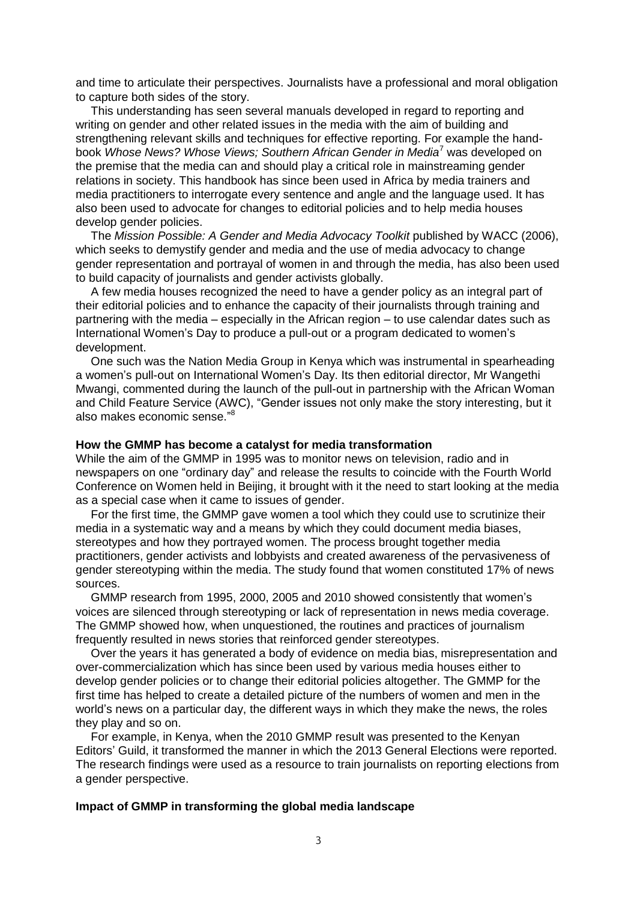and time to articulate their perspectives. Journalists have a professional and moral obligation to capture both sides of the story.

This understanding has seen several manuals developed in regard to reporting and writing on gender and other related issues in the media with the aim of building and strengthening relevant skills and techniques for effective reporting. For example the handbook *Whose News? Whose Views; Southern African Gender in Media*[7] was developed on the premise that the media can and should play a critical role in mainstreaming gender relations in society. This handbook has since been used in Africa by media trainers and media practitioners to interrogate every sentence and angle and the language used. It has also been used to advocate for changes to editorial policies and to help media houses develop gender policies.

The *Mission Possible: A Gender and Media Advocacy Toolkit* published by WACC (2006), which seeks to demystify gender and media and the use of media advocacy to change gender representation and portrayal of women in and through the media, has also been used to build capacity of journalists and gender activists globally.

A few media houses recognized the need to have a gender policy as an integral part of their editorial policies and to enhance the capacity of their journalists through training and partnering with the media – especially in the African region – to use calendar dates such as International Women's Day to produce a pull-out or a program dedicated to women's development.

One such was the Nation Media Group in Kenya which was instrumental in spearheading a women's pull-out on International Women's Day. Its then editorial director, Mr Wangethi Mwangi, commented during the launch of the pull-out in partnership with the African Woman and Child Feature Service (AWC), "Gender issues not only make the story interesting, but it also makes economic sense."[8]

**How the GMMP has become a catalyst for media transformation**

While the aim of the GMMP in 1995 was to monitor news on television, radio and in newspapers on one "ordinary day" and release the results to coincide with the Fourth World Conference on Women held in Beijing, it brought with it the need to start looking at the media as a special case when it came to issues of gender.

For the first time, the GMMP gave women a tool which they could use to scrutinize their media in a systematic way and a means by which they could document media biases, stereotypes and how they portrayed women. The process brought together media practitioners, gender activists and lobbyists and created awareness of the pervasiveness of gender stereotyping within the media. The study found that women constituted 17% of news sources.

GMMP research from 1995, 2000, 2005 and 2010 showed consistently that women's voices are silenced through stereotyping or lack of representation in news media coverage. The GMMP showed how, when unquestioned, the routines and practices of journalism frequently resulted in news stories that reinforced gender stereotypes.

Over the years it has generated a body of evidence on media bias, misrepresentation and over-commercialization which has since been used by various media houses either to develop gender policies or to change their editorial policies altogether. The GMMP for the first time has helped to create a detailed picture of the numbers of women and men in the world's news on a particular day, the different ways in which they make the news, the roles they play and so on.

For example, in Kenya, when the 2010 GMMP result was presented to the Kenyan Editors' Guild, it transformed the manner in which the 2013 General Elections were reported. The research findings were used as a resource to train journalists on reporting elections from a gender perspective.

**Impact of GMMP in transforming the global media landscape**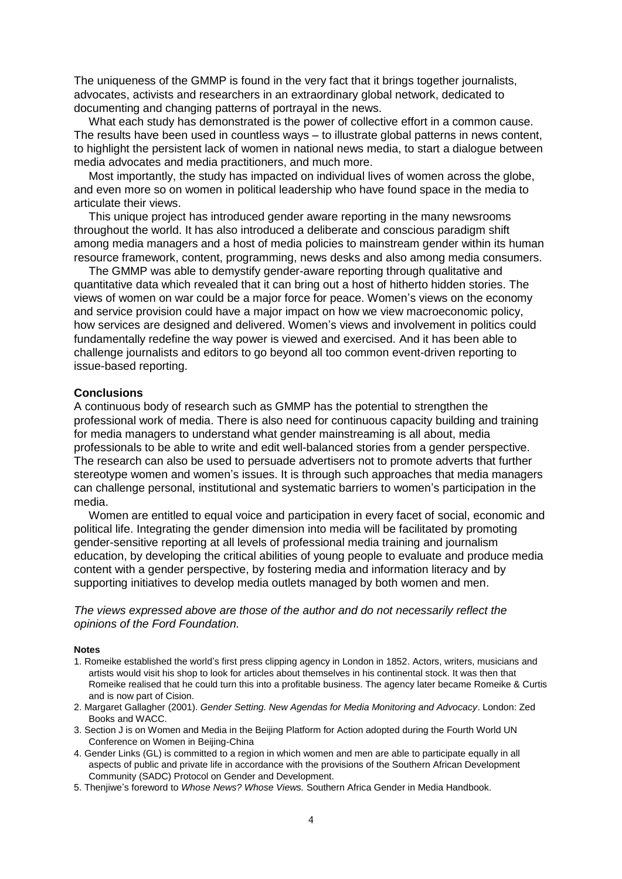The uniqueness of the GMMP is found in the very fact that it brings together journalists, advocates, activists and researchers in an extraordinary global network, dedicated to documenting and changing patterns of portrayal in the news.

What each study has demonstrated is the power of collective effort in a common cause. The results have been used in countless ways – to illustrate global patterns in news content, to highlight the persistent lack of women in national news media, to start a dialogue between media advocates and media practitioners, and much more.

Most importantly, the study has impacted on individual lives of women across the globe, and even more so on women in political leadership who have found space in the media to articulate their views.

This unique project has introduced gender aware reporting in the many newsrooms throughout the world. It has also introduced a deliberate and conscious paradigm shift among media managers and a host of media policies to mainstream gender within its human resource framework, content, programming, news desks and also among media consumers.

The GMMP was able to demystify gender-aware reporting through qualitative and quantitative data which revealed that it can bring out a host of hitherto hidden stories. The views of women on war could be a major force for peace. Women's views on the economy and service provision could have a major impact on how we view macroeconomic policy, how services are designed and delivered. Women's views and involvement in politics could fundamentally redefine the way power is viewed and exercised. And it has been able to challenge journalists and editors to go beyond all too common event-driven reporting to issue-based reporting.

### Conclusions

A continuous body of research such as GMMP has the potential to strengthen the professional work of media. There is also need for continuous capacity building and training for media managers to understand what gender mainstreaming is all about, media professionals to be able to write and edit well-balanced stories from a gender perspective. The research can also be used to persuade advertisers not to promote adverts that further stereotype women and women's issues. It is through such approaches that media managers can challenge personal, institutional and systematic barriers to women's participation in the media.

Women are entitled to equal voice and participation in every facet of social, economic and political life. Integrating the gender dimension into media will be facilitated by promoting gender-sensitive reporting at all levels of professional media training and journalism education, by developing the critical abilities of young people to evaluate and produce media content with a gender perspective, by fostering media and information literacy and by supporting initiatives to develop media outlets managed by both women and men.

*The views expressed above are those of the author and do not necessarily reflect the opinions of the Ford Foundation.*

**Notes**

1. Romeike established the world's first press clipping agency in London in 1852. Actors, writers, musicians and artists would visit his shop to look for articles about themselves in his continental stock. It was then that Romeike realised that he could turn this into a profitable business. The agency later became Romeike & Curtis and is now part of Cision.
2. Margaret Gallagher (2001). *Gender Setting. New Agendas for Media Monitoring and Advocacy*. London: Zed Books and WACC.
3. Section J is on Women and Media in the Beijing Platform for Action adopted during the Fourth World UN Conference on Women in Beijing-China
4. Gender Links (GL) is committed to a region in which women and men are able to participate equally in all aspects of public and private life in accordance with the provisions of the Southern African Development Community (SADC) Protocol on Gender and Development.
5. Thenjiwe's foreword to *Whose News? Whose Views.* Southern Africa Gender in Media Handbook.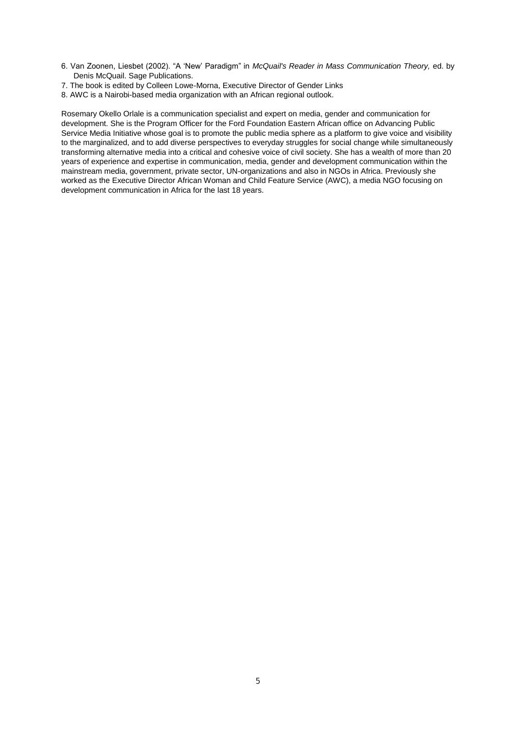6. Van Zoonen, Liesbet (2002). "A 'New' Paradigm" in *McQuail's Reader in Mass Communication Theory,* ed. by Denis McQuail. Sage Publications.
7. The book is edited by Colleen Lowe-Morna, Executive Director of Gender Links
8. AWC is a Nairobi-based media organization with an African regional outlook.

Rosemary Okello Orlale is a communication specialist and expert on media, gender and communication for development. She is the Program Officer for the Ford Foundation Eastern African office on Advancing Public Service Media Initiative whose goal is to promote the public media sphere as a platform to give voice and visibility to the marginalized, and to add diverse perspectives to everyday struggles for social change while simultaneously transforming alternative media into a critical and cohesive voice of civil society. She has a wealth of more than 20 years of experience and expertise in communication, media, gender and development communication within the mainstream media, government, private sector, UN-organizations and also in NGOs in Africa. Previously she worked as the Executive Director African Woman and Child Feature Service (AWC), a media NGO focusing on development communication in Africa for the last 18 years.